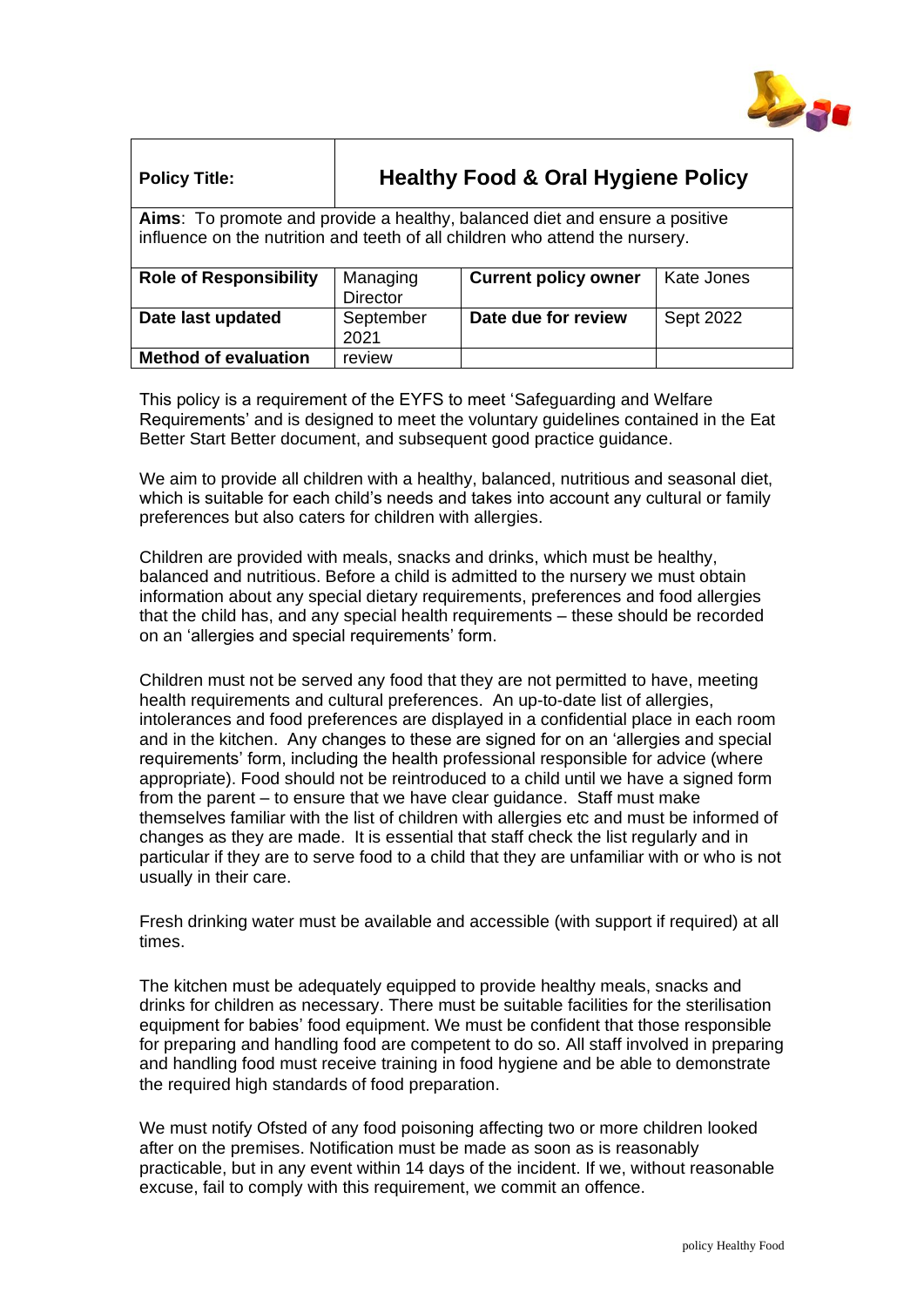| Policy Title: | Healthy Food & Oral Hygiene Policy | | |
|---|---|---|---|
| **Aims**: To promote and provide a healthy, balanced diet and ensure a positive influence on the nutrition and teeth of all children who attend the nursery. | | | |
| **Role of Responsibility** | Managing Director | **Current policy owner** | Kate Jones |
| **Date last updated** | September 2021 | **Date due for review** | Sept 2022 |
| **Method of evaluation** | review | | |

This policy is a requirement of the EYFS to meet 'Safeguarding and Welfare Requirements' and is designed to meet the voluntary guidelines contained in the Eat Better Start Better document, and subsequent good practice guidance.

We aim to provide all children with a healthy, balanced, nutritious and seasonal diet, which is suitable for each child's needs and takes into account any cultural or family preferences but also caters for children with allergies.

Children are provided with meals, snacks and drinks, which must be healthy, balanced and nutritious. Before a child is admitted to the nursery we must obtain information about any special dietary requirements, preferences and food allergies that the child has, and any special health requirements – these should be recorded on an 'allergies and special requirements' form.

Children must not be served any food that they are not permitted to have, meeting health requirements and cultural preferences. An up-to-date list of allergies, intolerances and food preferences are displayed in a confidential place in each room and in the kitchen. Any changes to these are signed for on an 'allergies and special requirements' form, including the health professional responsible for advice (where appropriate). Food should not be reintroduced to a child until we have a signed form from the parent – to ensure that we have clear guidance. Staff must make themselves familiar with the list of children with allergies etc and must be informed of changes as they are made. It is essential that staff check the list regularly and in particular if they are to serve food to a child that they are unfamiliar with or who is not usually in their care.

Fresh drinking water must be available and accessible (with support if required) at all times.

The kitchen must be adequately equipped to provide healthy meals, snacks and drinks for children as necessary. There must be suitable facilities for the sterilisation equipment for babies' food equipment. We must be confident that those responsible for preparing and handling food are competent to do so. All staff involved in preparing and handling food must receive training in food hygiene and be able to demonstrate the required high standards of food preparation.

We must notify Ofsted of any food poisoning affecting two or more children looked after on the premises. Notification must be made as soon as is reasonably practicable, but in any event within 14 days of the incident. If we, without reasonable excuse, fail to comply with this requirement, we commit an offence.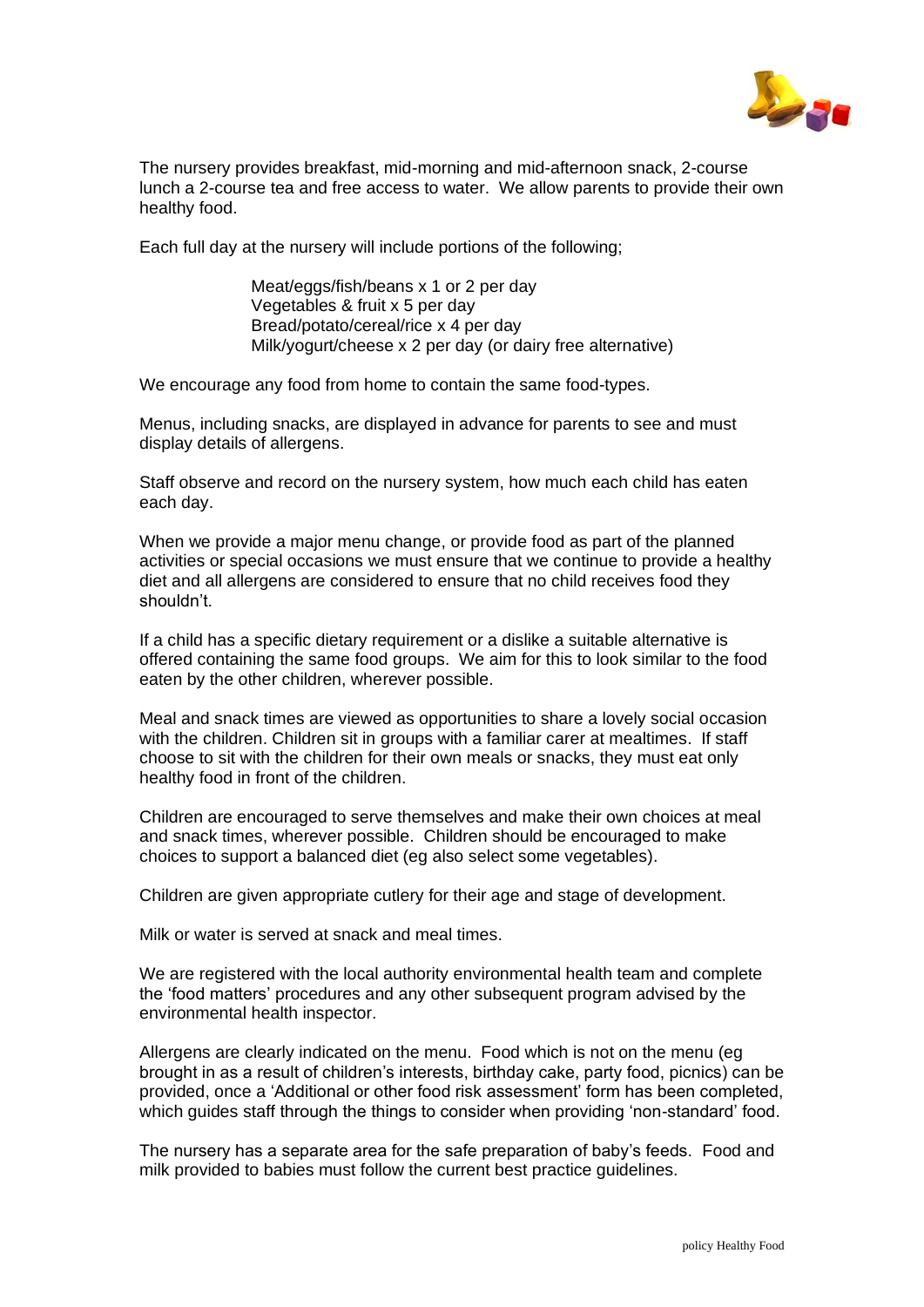The nursery provides breakfast, mid-morning and mid-afternoon snack, 2-course lunch a 2-course tea and free access to water. We allow parents to provide their own healthy food.

Each full day at the nursery will include portions of the following;

Meat/eggs/fish/beans x 1 or 2 per day
Vegetables & fruit x 5 per day
Bread/potato/cereal/rice x 4 per day
Milk/yogurt/cheese x 2 per day (or dairy free alternative)

We encourage any food from home to contain the same food-types.

Menus, including snacks, are displayed in advance for parents to see and must display details of allergens.

Staff observe and record on the nursery system, how much each child has eaten each day.

When we provide a major menu change, or provide food as part of the planned activities or special occasions we must ensure that we continue to provide a healthy diet and all allergens are considered to ensure that no child receives food they shouldn't.

If a child has a specific dietary requirement or a dislike a suitable alternative is offered containing the same food groups. We aim for this to look similar to the food eaten by the other children, wherever possible.

Meal and snack times are viewed as opportunities to share a lovely social occasion with the children. Children sit in groups with a familiar carer at mealtimes. If staff choose to sit with the children for their own meals or snacks, they must eat only healthy food in front of the children.

Children are encouraged to serve themselves and make their own choices at meal and snack times, wherever possible. Children should be encouraged to make choices to support a balanced diet (eg also select some vegetables).

Children are given appropriate cutlery for their age and stage of development.

Milk or water is served at snack and meal times.

We are registered with the local authority environmental health team and complete the 'food matters' procedures and any other subsequent program advised by the environmental health inspector.

Allergens are clearly indicated on the menu. Food which is not on the menu (eg brought in as a result of children's interests, birthday cake, party food, picnics) can be provided, once a 'Additional or other food risk assessment' form has been completed, which guides staff through the things to consider when providing 'non-standard' food.

The nursery has a separate area for the safe preparation of baby's feeds. Food and milk provided to babies must follow the current best practice guidelines.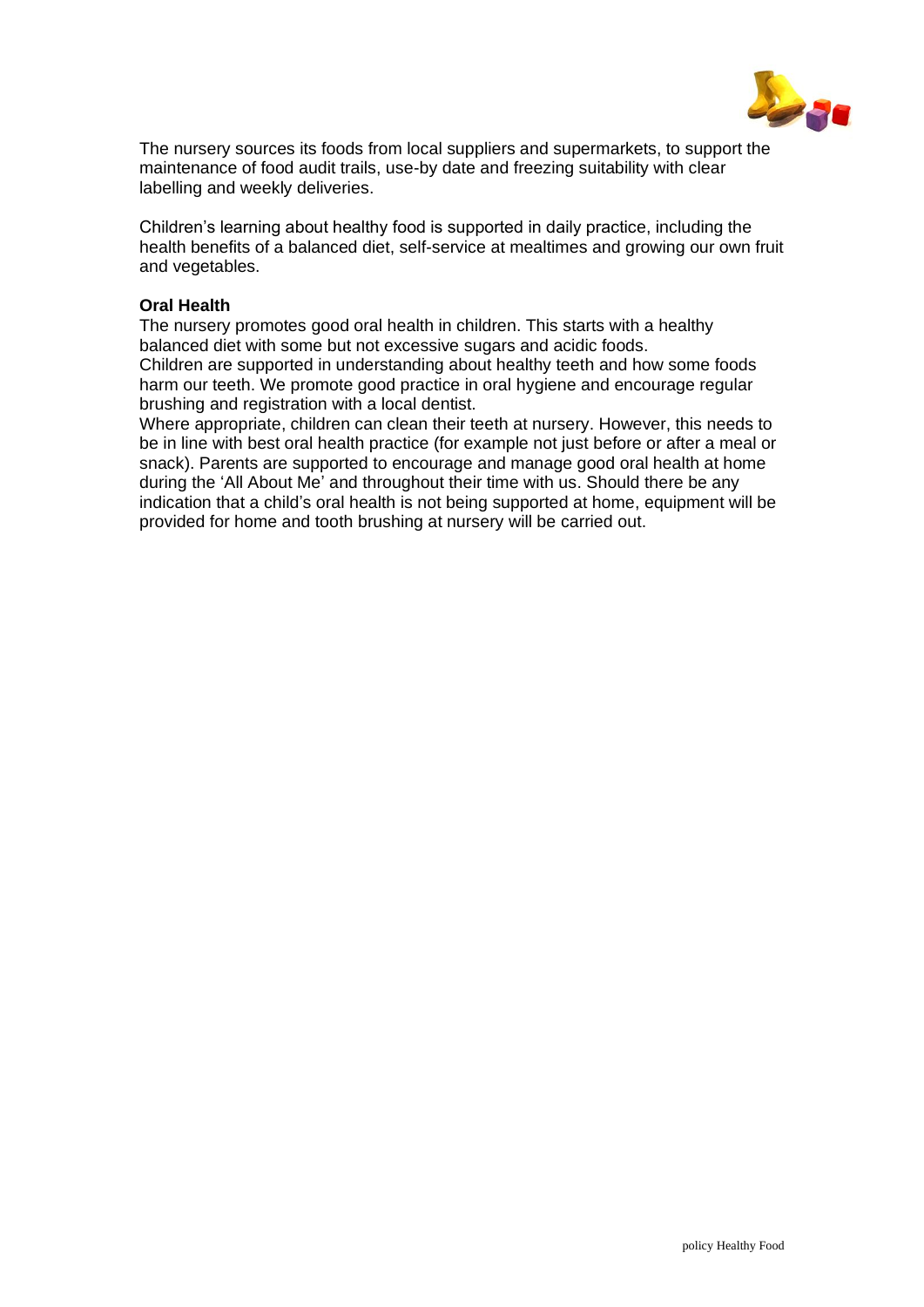The nursery sources its foods from local suppliers and supermarkets, to support the maintenance of food audit trails, use-by date and freezing suitability with clear labelling and weekly deliveries.

Children's learning about healthy food is supported in daily practice, including the health benefits of a balanced diet, self-service at mealtimes and growing our own fruit and vegetables.

**Oral Health**

The nursery promotes good oral health in children. This starts with a healthy balanced diet with some but not excessive sugars and acidic foods.
Children are supported in understanding about healthy teeth and how some foods harm our teeth. We promote good practice in oral hygiene and encourage regular brushing and registration with a local dentist.
Where appropriate, children can clean their teeth at nursery. However, this needs to be in line with best oral health practice (for example not just before or after a meal or snack). Parents are supported to encourage and manage good oral health at home during the 'All About Me' and throughout their time with us. Should there be any indication that a child's oral health is not being supported at home, equipment will be provided for home and tooth brushing at nursery will be carried out.